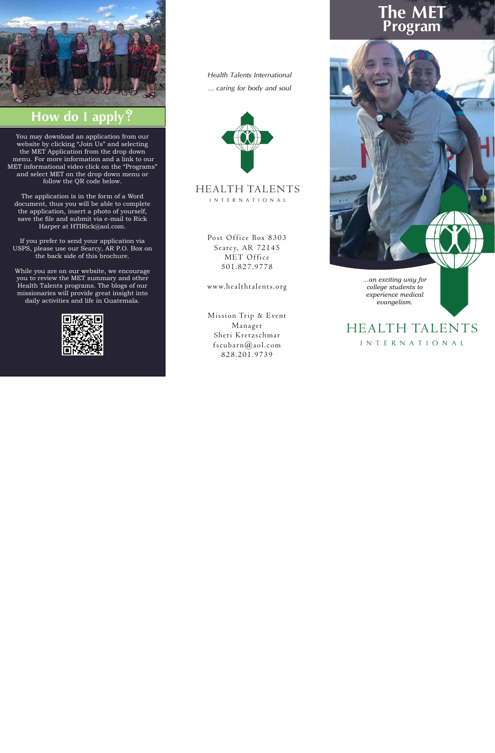## How do I apply?

You may download an application from our website by clicking “Join Us” and selecting the MET Application from the drop down menu. For more information and a link to our MET informational video click on the “Programs” and select MET on the drop down menu or follow the QR code below.

The application is in the form of a Word document, thus you will be able to complete the application, insert a photo of yourself, save the file and submit via e-mail to Rick Harper at HTIRick@aol.com.

If you prefer to send your application via USPS, please use our Searcy, AR P.O. Box on the back side of this brochure.

While you are on our website, we encourage you to review the MET summary and other Health Talents programs. The blogs of our missionaries will provide great insight into daily activities and life in Guatemala.

*Health Talents International*

*... caring for body and soul*

HEALTH TALENTS
INTERNATIONAL

Post Office Box 8303
Searcy, AR 72145
MET Office
501.827.9778

www.healthtalents.org

Mission Trip & Event Manager
Sheri Kretzschmar
fscubarn@aol.com
828.201.9739

# The MET Program

*...an exciting way for college students to experience medical evangelism.*

HEALTH TALENTS
INTERNATIONAL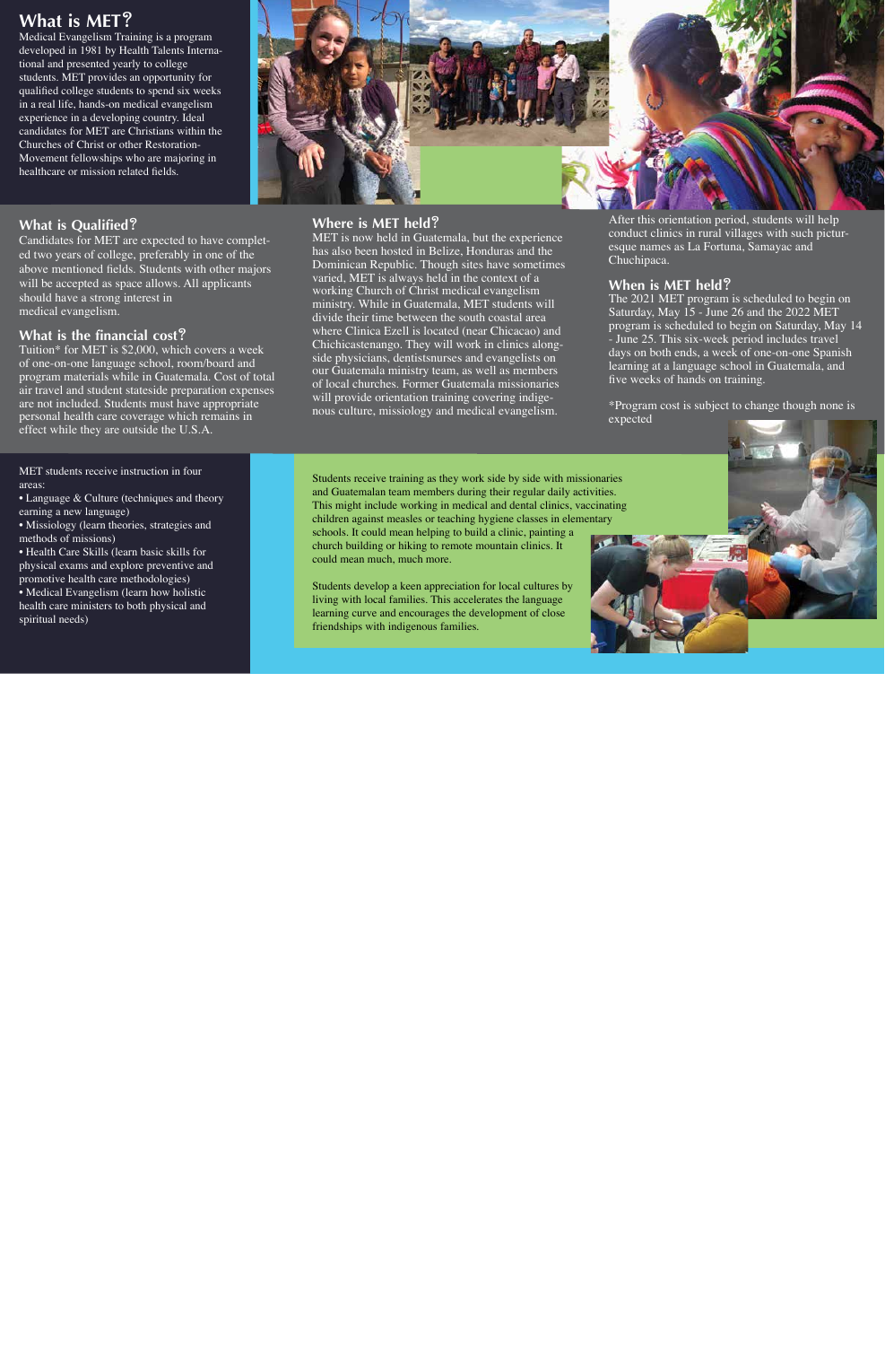## What is MET?

Medical Evangelism Training is a program developed in 1981 by Health Talents International and presented yearly to college students. MET provides an opportunity for qualified college students to spend six weeks in a real life, hands-on medical evangelism experience in a developing country. Ideal candidates for MET are Christians within the Churches of Christ or other Restoration-Movement fellowships who are majoring in healthcare or mission related fields.

## What is Qualified?

Candidates for MET are expected to have completed two years of college, preferably in one of the above mentioned fields. Students with other majors will be accepted as space allows. All applicants should have a strong interest in medical evangelism.

## What is the financial cost?

Tuition* for MET is $2,000, which covers a week of one-on-one language school, room/board and program materials while in Guatemala. Cost of total air travel and student stateside preparation expenses are not included. Students must have appropriate personal health care coverage which remains in effect while they are outside the U.S.A.

## Where is MET held?

MET is now held in Guatemala, but the experience has also been hosted in Belize, Honduras and the Dominican Republic. Though sites have sometimes varied, MET is always held in the context of a working Church of Christ medical evangelism ministry. While in Guatemala, MET students will divide their time between the south coastal area where Clinica Ezell is located (near Chicacao) and Chichicastenango. They will work in clinics alongside physicians, dentistsnurses and evangelists on our Guatemala ministry team, as well as members of local churches. Former Guatemala missionaries will provide orientation training covering indigenous culture, missiology and medical evangelism.

After this orientation period, students will help conduct clinics in rural villages with such picturesque names as La Fortuna, Samayac and Chuchipaca.

## When is MET held?

The 2021 MET program is scheduled to begin on Saturday, May 15 - June 26 and the 2022 MET program is scheduled to begin on Saturday, May 14 - June 25. This six-week period includes travel days on both ends, a week of one-on-one Spanish learning at a language school in Guatemala, and five weeks of hands on training.

*Program cost is subject to change though none is expected

MET students receive instruction in four areas:

- Language & Culture (techniques and theory earning a new language)
- Missiology (learn theories, strategies and methods of missions)
- Health Care Skills (learn basic skills for physical exams and explore preventive and promotive health care methodologies)
- Medical Evangelism (learn how holistic health care ministers to both physical and spiritual needs)

Students receive training as they work side by side with missionaries and Guatemalan team members during their regular daily activities. This might include working in medical and dental clinics, vaccinating children against measles or teaching hygiene classes in elementary schools. It could mean helping to build a clinic, painting a church building or hiking to remote mountain clinics. It could mean much, much more.

Students develop a keen appreciation for local cultures by living with local families. This accelerates the language learning curve and encourages the development of close friendships with indigenous families.